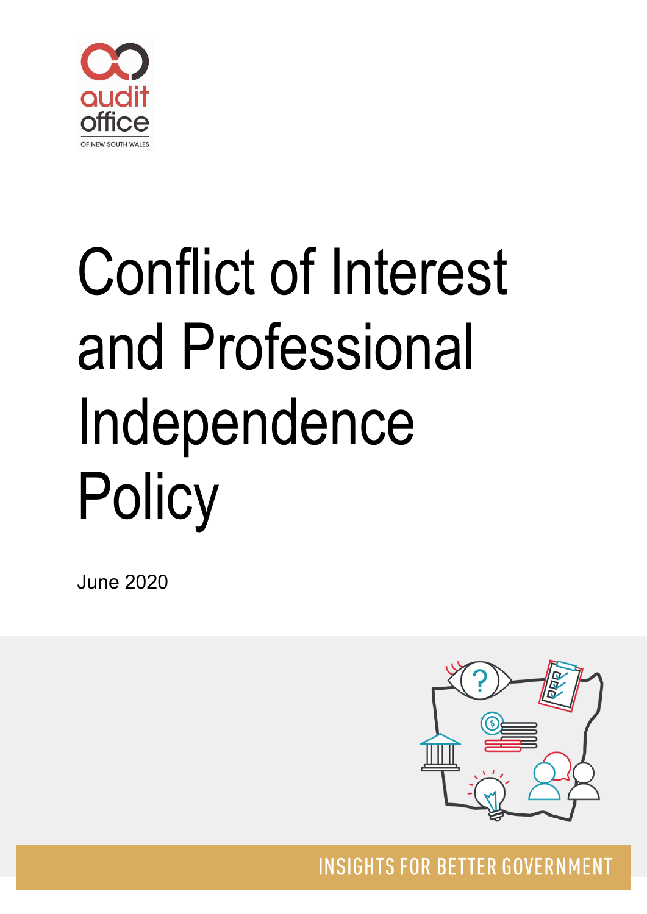audit office

OF NEW SOUTH WALES

# Conflict of Interest and Professional Independence Policy

June 2020

INSIGHTS FOR BETTER GOVERNMENT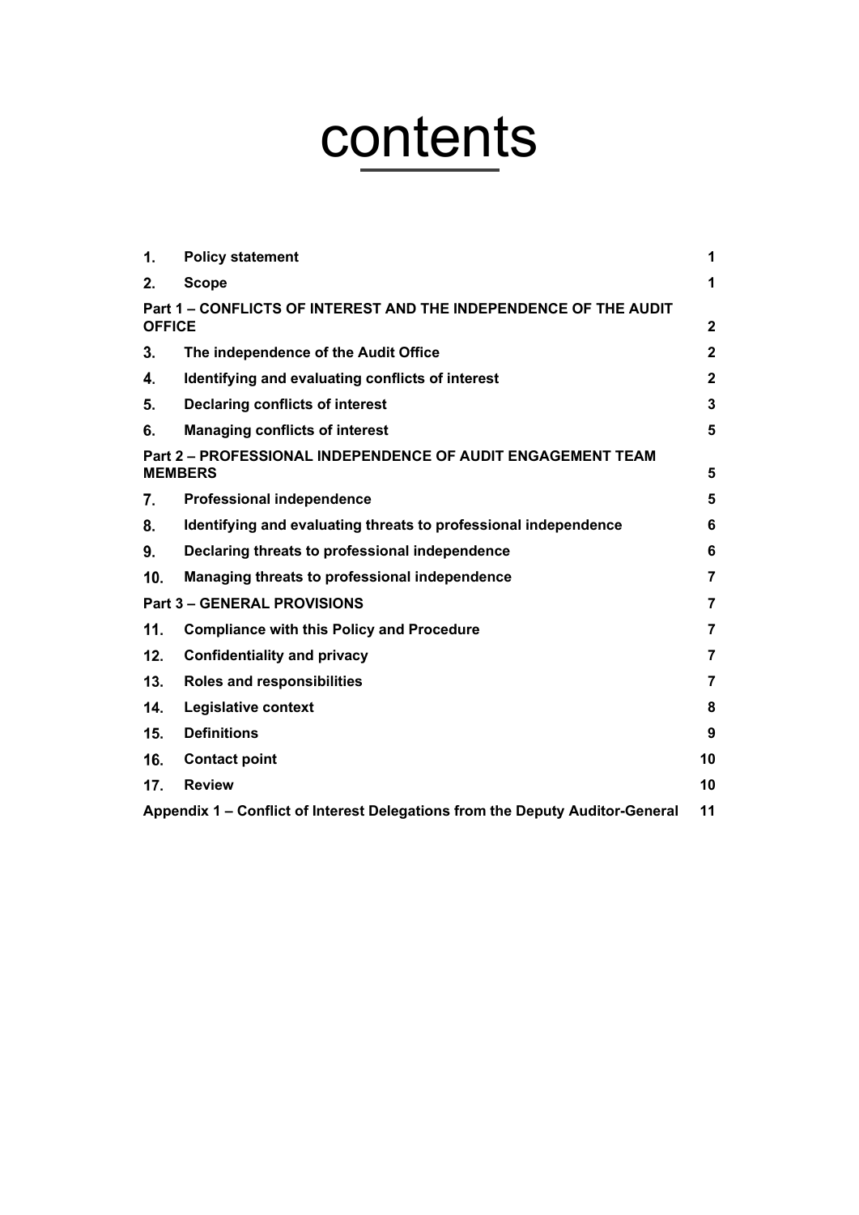# contents

| | | |
|---|---|---|
| 1. | Policy statement | 1 |
| 2. | Scope | 1 |
| Part 1 – CONFLICTS OF INTEREST AND THE INDEPENDENCE OF THE AUDIT OFFICE | | 2 |
| 3. | The independence of the Audit Office | 2 |
| 4. | Identifying and evaluating conflicts of interest | 2 |
| 5. | Declaring conflicts of interest | 3 |
| 6. | Managing conflicts of interest | 5 |
| Part 2 – PROFESSIONAL INDEPENDENCE OF AUDIT ENGAGEMENT TEAM MEMBERS | | 5 |
| 7. | Professional independence | 5 |
| 8. | Identifying and evaluating threats to professional independence | 6 |
| 9. | Declaring threats to professional independence | 6 |
| 10. | Managing threats to professional independence | 7 |
| Part 3 – GENERAL PROVISIONS | | 7 |
| 11. | Compliance with this Policy and Procedure | 7 |
| 12. | Confidentiality and privacy | 7 |
| 13. | Roles and responsibilities | 7 |
| 14. | Legislative context | 8 |
| 15. | Definitions | 9 |
| 16. | Contact point | 10 |
| 17. | Review | 10 |
| Appendix 1 – Conflict of Interest Delegations from the Deputy Auditor-General | | 11 |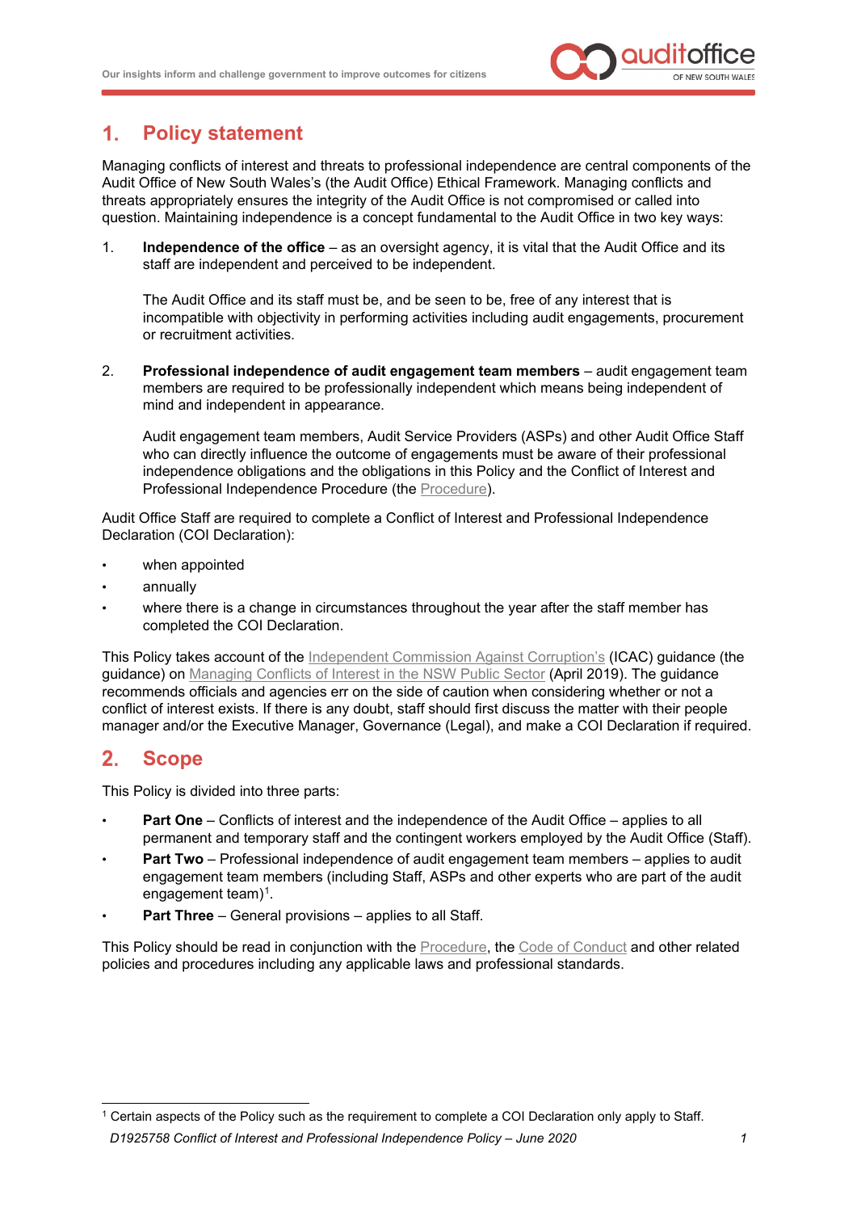## 1. Policy statement

Managing conflicts of interest and threats to professional independence are central components of the Audit Office of New South Wales's (the Audit Office) Ethical Framework. Managing conflicts and threats appropriately ensures the integrity of the Audit Office is not compromised or called into question. Maintaining independence is a concept fundamental to the Audit Office in two key ways:

1. **Independence of the office** – as an oversight agency, it is vital that the Audit Office and its staff are independent and perceived to be independent.

   The Audit Office and its staff must be, and be seen to be, free of any interest that is incompatible with objectivity in performing activities including audit engagements, procurement or recruitment activities.

2. **Professional independence of audit engagement team members** – audit engagement team members are required to be professionally independent which means being independent of mind and independent in appearance.

   Audit engagement team members, Audit Service Providers (ASPs) and other Audit Office Staff who can directly influence the outcome of engagements must be aware of their professional independence obligations and the obligations in this Policy and the Conflict of Interest and Professional Independence Procedure (the Procedure).

Audit Office Staff are required to complete a Conflict of Interest and Professional Independence Declaration (COI Declaration):

- when appointed
- annually
- where there is a change in circumstances throughout the year after the staff member has completed the COI Declaration.

This Policy takes account of the Independent Commission Against Corruption's (ICAC) guidance (the guidance) on Managing Conflicts of Interest in the NSW Public Sector (April 2019). The guidance recommends officials and agencies err on the side of caution when considering whether or not a conflict of interest exists. If there is any doubt, staff should first discuss the matter with their people manager and/or the Executive Manager, Governance (Legal), and make a COI Declaration if required.

## 2. Scope

This Policy is divided into three parts:

- **Part One** – Conflicts of interest and the independence of the Audit Office – applies to all permanent and temporary staff and the contingent workers employed by the Audit Office (Staff).
- **Part Two** – Professional independence of audit engagement team members – applies to audit engagement team members (including Staff, ASPs and other experts who are part of the audit engagement team)[1].
- **Part Three** – General provisions – applies to all Staff.

This Policy should be read in conjunction with the Procedure, the Code of Conduct and other related policies and procedures including any applicable laws and professional standards.

[1] Certain aspects of the Policy such as the requirement to complete a COI Declaration only apply to Staff.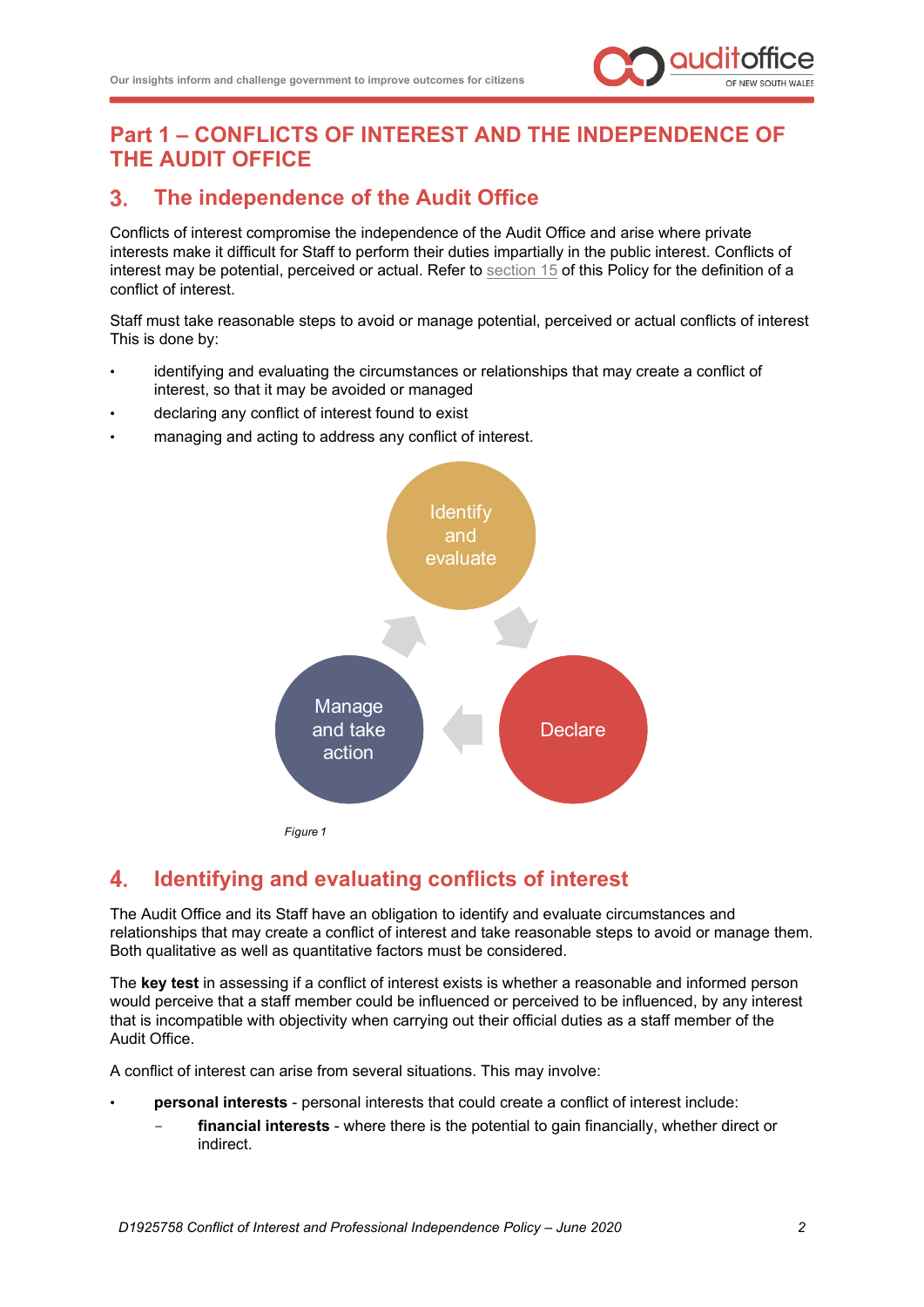# Part 1 – CONFLICTS OF INTEREST AND THE INDEPENDENCE OF THE AUDIT OFFICE

## 3. The independence of the Audit Office

Conflicts of interest compromise the independence of the Audit Office and arise where private interests make it difficult for Staff to perform their duties impartially in the public interest. Conflicts of interest may be potential, perceived or actual. Refer to section 15 of this Policy for the definition of a conflict of interest.

Staff must take reasonable steps to avoid or manage potential, perceived or actual conflicts of interest This is done by:

- identifying and evaluating the circumstances or relationships that may create a conflict of interest, so that it may be avoided or managed
- declaring any conflict of interest found to exist
- managing and acting to address any conflict of interest.

Identify and evaluate → Declare → Manage and take action

*Figure 1*

## 4. Identifying and evaluating conflicts of interest

The Audit Office and its Staff have an obligation to identify and evaluate circumstances and relationships that may create a conflict of interest and take reasonable steps to avoid or manage them. Both qualitative as well as quantitative factors must be considered.

The **key test** in assessing if a conflict of interest exists is whether a reasonable and informed person would perceive that a staff member could be influenced or perceived to be influenced, by any interest that is incompatible with objectivity when carrying out their official duties as a staff member of the Audit Office.

A conflict of interest can arise from several situations. This may involve:

- **personal interests** - personal interests that could create a conflict of interest include:
  - **financial interests** - where there is the potential to gain financially, whether direct or indirect.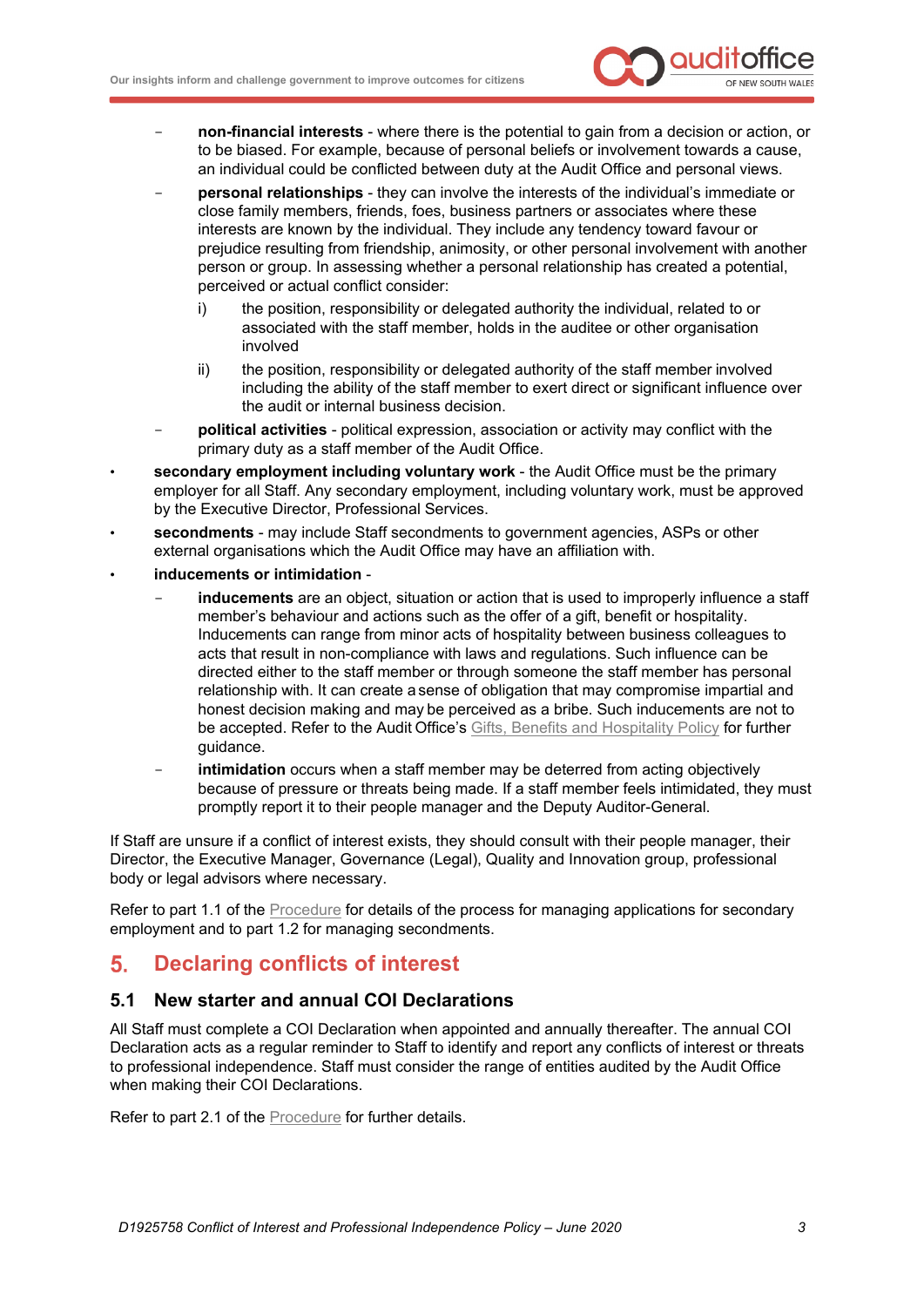- **non-financial interests** - where there is the potential to gain from a decision or action, or to be biased. For example, because of personal beliefs or involvement towards a cause, an individual could be conflicted between duty at the Audit Office and personal views.
   - **personal relationships** - they can involve the interests of the individual's immediate or close family members, friends, foes, business partners or associates where these interests are known by the individual. They include any tendency toward favour or prejudice resulting from friendship, animosity, or other personal involvement with another person or group. In assessing whether a personal relationship has created a potential, perceived or actual conflict consider:
     i) the position, responsibility or delegated authority the individual, related to or associated with the staff member, holds in the auditee or other organisation involved
     ii) the position, responsibility or delegated authority of the staff member involved including the ability of the staff member to exert direct or significant influence over the audit or internal business decision.
   - **political activities** - political expression, association or activity may conflict with the primary duty as a staff member of the Audit Office.
- **secondary employment including voluntary work** - the Audit Office must be the primary employer for all Staff. Any secondary employment, including voluntary work, must be approved by the Executive Director, Professional Services.
- **secondments** - may include Staff secondments to government agencies, ASPs or other external organisations which the Audit Office may have an affiliation with.
- **inducements or intimidation** -
   - **inducements** are an object, situation or action that is used to improperly influence a staff member's behaviour and actions such as the offer of a gift, benefit or hospitality. Inducements can range from minor acts of hospitality between business colleagues to acts that result in non-compliance with laws and regulations. Such influence can be directed either to the staff member or through someone the staff member has personal relationship with. It can create a sense of obligation that may compromise impartial and honest decision making and may be perceived as a bribe. Such inducements are not to be accepted. Refer to the Audit Office's Gifts, Benefits and Hospitality Policy for further guidance.
   - **intimidation** occurs when a staff member may be deterred from acting objectively because of pressure or threats being made. If a staff member feels intimidated, they must promptly report it to their people manager and the Deputy Auditor-General.

If Staff are unsure if a conflict of interest exists, they should consult with their people manager, their Director, the Executive Manager, Governance (Legal), Quality and Innovation group, professional body or legal advisors where necessary.

Refer to part 1.1 of the Procedure for details of the process for managing applications for secondary employment and to part 1.2 for managing secondments.

# 5. Declaring conflicts of interest

## 5.1 New starter and annual COI Declarations

All Staff must complete a COI Declaration when appointed and annually thereafter. The annual COI Declaration acts as a regular reminder to Staff to identify and report any conflicts of interest or threats to professional independence. Staff must consider the range of entities audited by the Audit Office when making their COI Declarations.

Refer to part 2.1 of the Procedure for further details.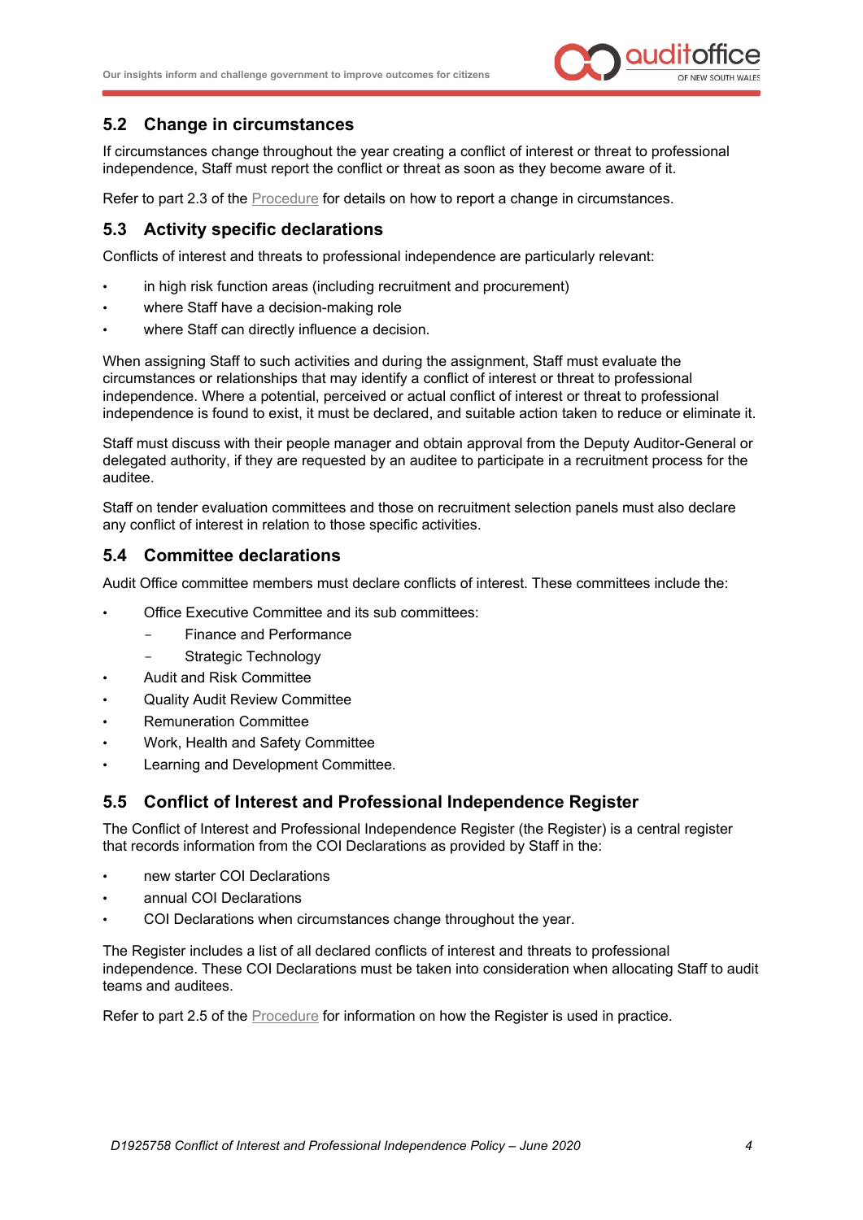## 5.2 Change in circumstances

If circumstances change throughout the year creating a conflict of interest or threat to professional independence, Staff must report the conflict or threat as soon as they become aware of it.

Refer to part 2.3 of the Procedure for details on how to report a change in circumstances.

## 5.3 Activity specific declarations

Conflicts of interest and threats to professional independence are particularly relevant:

- in high risk function areas (including recruitment and procurement)
- where Staff have a decision-making role
- where Staff can directly influence a decision.

When assigning Staff to such activities and during the assignment, Staff must evaluate the circumstances or relationships that may identify a conflict of interest or threat to professional independence. Where a potential, perceived or actual conflict of interest or threat to professional independence is found to exist, it must be declared, and suitable action taken to reduce or eliminate it.

Staff must discuss with their people manager and obtain approval from the Deputy Auditor-General or delegated authority, if they are requested by an auditee to participate in a recruitment process for the auditee.

Staff on tender evaluation committees and those on recruitment selection panels must also declare any conflict of interest in relation to those specific activities.

## 5.4 Committee declarations

Audit Office committee members must declare conflicts of interest. These committees include the:

- Office Executive Committee and its sub committees:
  - Finance and Performance
  - Strategic Technology
- Audit and Risk Committee
- Quality Audit Review Committee
- Remuneration Committee
- Work, Health and Safety Committee
- Learning and Development Committee.

## 5.5 Conflict of Interest and Professional Independence Register

The Conflict of Interest and Professional Independence Register (the Register) is a central register that records information from the COI Declarations as provided by Staff in the:

- new starter COI Declarations
- annual COI Declarations
- COI Declarations when circumstances change throughout the year.

The Register includes a list of all declared conflicts of interest and threats to professional independence. These COI Declarations must be taken into consideration when allocating Staff to audit teams and auditees.

Refer to part 2.5 of the Procedure for information on how the Register is used in practice.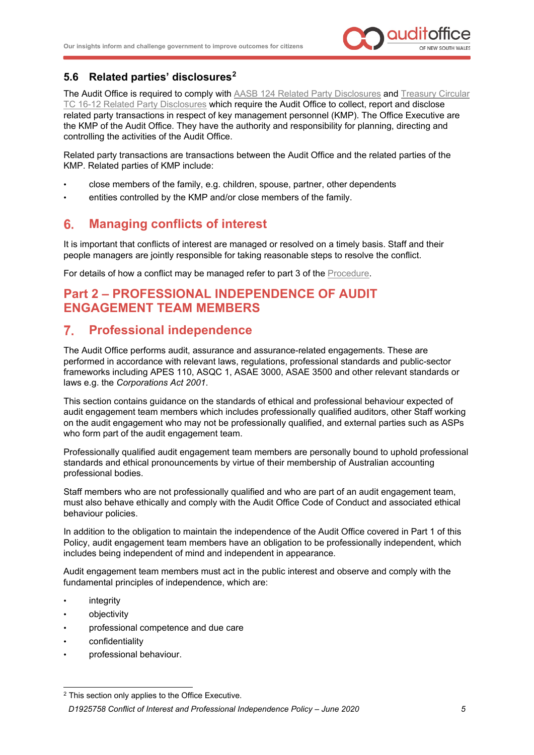### 5.6 Related parties' disclosures[2]

The Audit Office is required to comply with AASB 124 Related Party Disclosures and Treasury Circular TC 16-12 Related Party Disclosures which require the Audit Office to collect, report and disclose related party transactions in respect of key management personnel (KMP). The Office Executive are the KMP of the Audit Office. They have the authority and responsibility for planning, directing and controlling the activities of the Audit Office.

Related party transactions are transactions between the Audit Office and the related parties of the KMP. Related parties of KMP include:

- close members of the family, e.g. children, spouse, partner, other dependents
- entities controlled by the KMP and/or close members of the family.

## 6. Managing conflicts of interest

It is important that conflicts of interest are managed or resolved on a timely basis. Staff and their people managers are jointly responsible for taking reasonable steps to resolve the conflict.

For details of how a conflict may be managed refer to part 3 of the Procedure.

# Part 2 – PROFESSIONAL INDEPENDENCE OF AUDIT ENGAGEMENT TEAM MEMBERS

## 7. Professional independence

The Audit Office performs audit, assurance and assurance-related engagements. These are performed in accordance with relevant laws, regulations, professional standards and public-sector frameworks including APES 110, ASQC 1, ASAE 3000, ASAE 3500 and other relevant standards or laws e.g. the *Corporations Act 2001*.

This section contains guidance on the standards of ethical and professional behaviour expected of audit engagement team members which includes professionally qualified auditors, other Staff working on the audit engagement who may not be professionally qualified, and external parties such as ASPs who form part of the audit engagement team.

Professionally qualified audit engagement team members are personally bound to uphold professional standards and ethical pronouncements by virtue of their membership of Australian accounting professional bodies.

Staff members who are not professionally qualified and who are part of an audit engagement team, must also behave ethically and comply with the Audit Office Code of Conduct and associated ethical behaviour policies.

In addition to the obligation to maintain the independence of the Audit Office covered in Part 1 of this Policy, audit engagement team members have an obligation to be professionally independent, which includes being independent of mind and independent in appearance.

Audit engagement team members must act in the public interest and observe and comply with the fundamental principles of independence, which are:

- integrity
- objectivity
- professional competence and due care
- confidentiality
- professional behaviour.

---

[2] This section only applies to the Office Executive.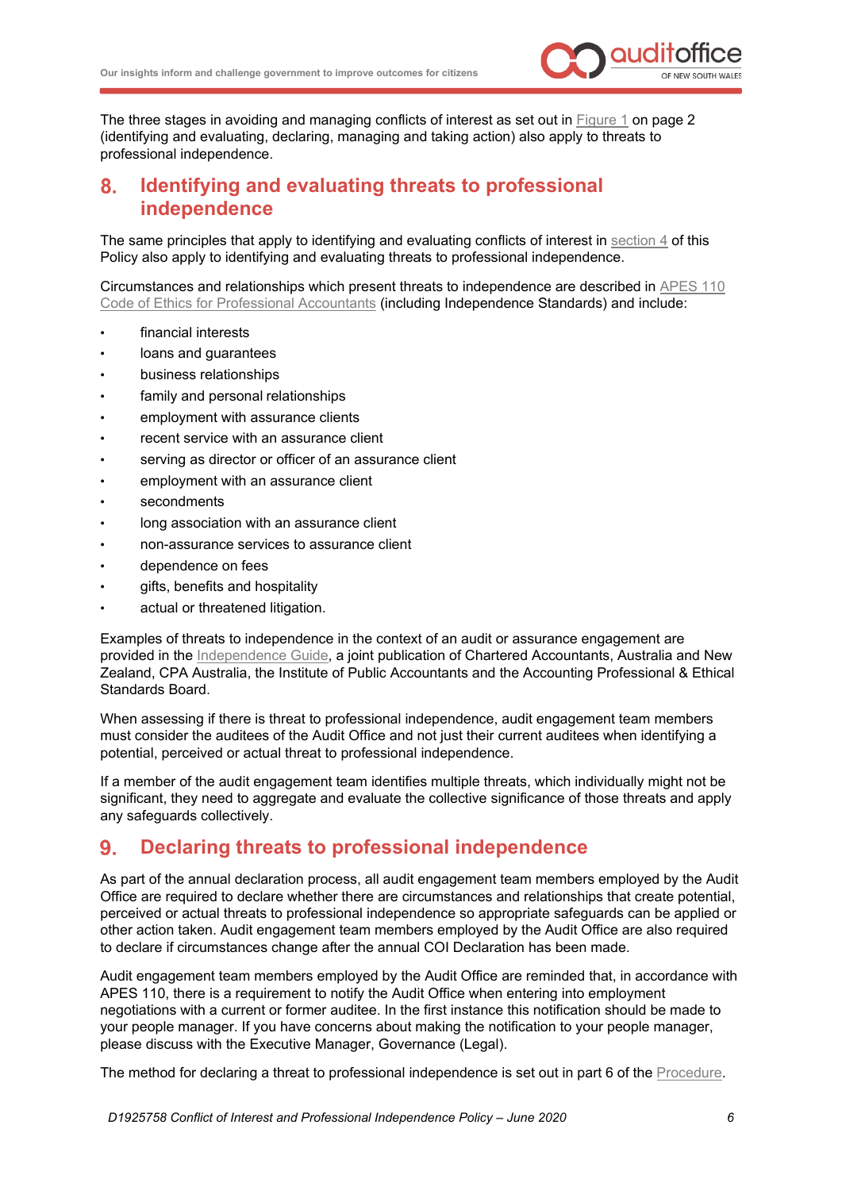The three stages in avoiding and managing conflicts of interest as set out in Figure 1 on page 2 (identifying and evaluating, declaring, managing and taking action) also apply to threats to professional independence.

## 8. Identifying and evaluating threats to professional independence

The same principles that apply to identifying and evaluating conflicts of interest in section 4 of this Policy also apply to identifying and evaluating threats to professional independence.

Circumstances and relationships which present threats to independence are described in APES 110 Code of Ethics for Professional Accountants (including Independence Standards) and include:

- financial interests
- loans and guarantees
- business relationships
- family and personal relationships
- employment with assurance clients
- recent service with an assurance client
- serving as director or officer of an assurance client
- employment with an assurance client
- secondments
- long association with an assurance client
- non-assurance services to assurance client
- dependence on fees
- gifts, benefits and hospitality
- actual or threatened litigation.

Examples of threats to independence in the context of an audit or assurance engagement are provided in the Independence Guide, a joint publication of Chartered Accountants, Australia and New Zealand, CPA Australia, the Institute of Public Accountants and the Accounting Professional & Ethical Standards Board.

When assessing if there is threat to professional independence, audit engagement team members must consider the auditees of the Audit Office and not just their current auditees when identifying a potential, perceived or actual threat to professional independence.

If a member of the audit engagement team identifies multiple threats, which individually might not be significant, they need to aggregate and evaluate the collective significance of those threats and apply any safeguards collectively.

## 9. Declaring threats to professional independence

As part of the annual declaration process, all audit engagement team members employed by the Audit Office are required to declare whether there are circumstances and relationships that create potential, perceived or actual threats to professional independence so appropriate safeguards can be applied or other action taken. Audit engagement team members employed by the Audit Office are also required to declare if circumstances change after the annual COI Declaration has been made.

Audit engagement team members employed by the Audit Office are reminded that, in accordance with APES 110, there is a requirement to notify the Audit Office when entering into employment negotiations with a current or former auditee. In the first instance this notification should be made to your people manager. If you have concerns about making the notification to your people manager, please discuss with the Executive Manager, Governance (Legal).

The method for declaring a threat to professional independence is set out in part 6 of the Procedure.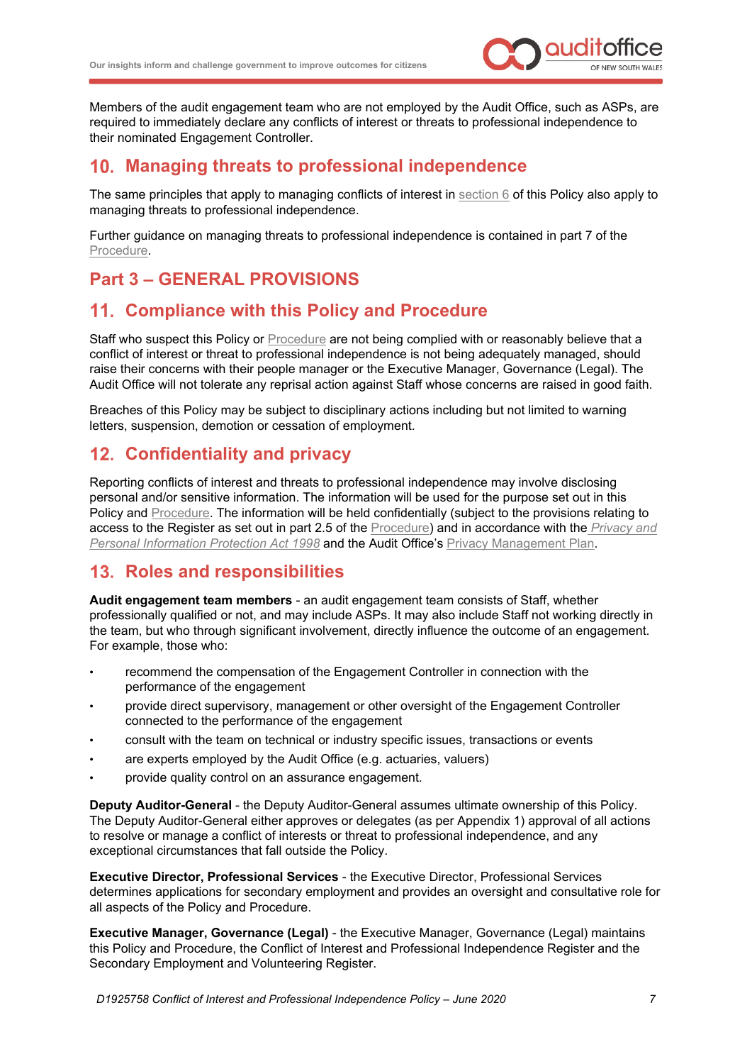Members of the audit engagement team who are not employed by the Audit Office, such as ASPs, are required to immediately declare any conflicts of interest or threats to professional independence to their nominated Engagement Controller.

## 10. Managing threats to professional independence

The same principles that apply to managing conflicts of interest in section 6 of this Policy also apply to managing threats to professional independence.

Further guidance on managing threats to professional independence is contained in part 7 of the Procedure.

# Part 3 – GENERAL PROVISIONS

## 11. Compliance with this Policy and Procedure

Staff who suspect this Policy or Procedure are not being complied with or reasonably believe that a conflict of interest or threat to professional independence is not being adequately managed, should raise their concerns with their people manager or the Executive Manager, Governance (Legal). The Audit Office will not tolerate any reprisal action against Staff whose concerns are raised in good faith.

Breaches of this Policy may be subject to disciplinary actions including but not limited to warning letters, suspension, demotion or cessation of employment.

## 12. Confidentiality and privacy

Reporting conflicts of interest and threats to professional independence may involve disclosing personal and/or sensitive information. The information will be used for the purpose set out in this Policy and Procedure. The information will be held confidentially (subject to the provisions relating to access to the Register as set out in part 2.5 of the Procedure) and in accordance with the *Privacy and Personal Information Protection Act 1998* and the Audit Office's Privacy Management Plan.

## 13. Roles and responsibilities

**Audit engagement team members** - an audit engagement team consists of Staff, whether professionally qualified or not, and may include ASPs. It may also include Staff not working directly in the team, but who through significant involvement, directly influence the outcome of an engagement. For example, those who:

- recommend the compensation of the Engagement Controller in connection with the performance of the engagement
- provide direct supervisory, management or other oversight of the Engagement Controller connected to the performance of the engagement
- consult with the team on technical or industry specific issues, transactions or events
- are experts employed by the Audit Office (e.g. actuaries, valuers)
- provide quality control on an assurance engagement.

**Deputy Auditor-General** - the Deputy Auditor-General assumes ultimate ownership of this Policy. The Deputy Auditor-General either approves or delegates (as per Appendix 1) approval of all actions to resolve or manage a conflict of interests or threat to professional independence, and any exceptional circumstances that fall outside the Policy.

**Executive Director, Professional Services** - the Executive Director, Professional Services determines applications for secondary employment and provides an oversight and consultative role for all aspects of the Policy and Procedure.

**Executive Manager, Governance (Legal)** - the Executive Manager, Governance (Legal) maintains this Policy and Procedure, the Conflict of Interest and Professional Independence Register and the Secondary Employment and Volunteering Register.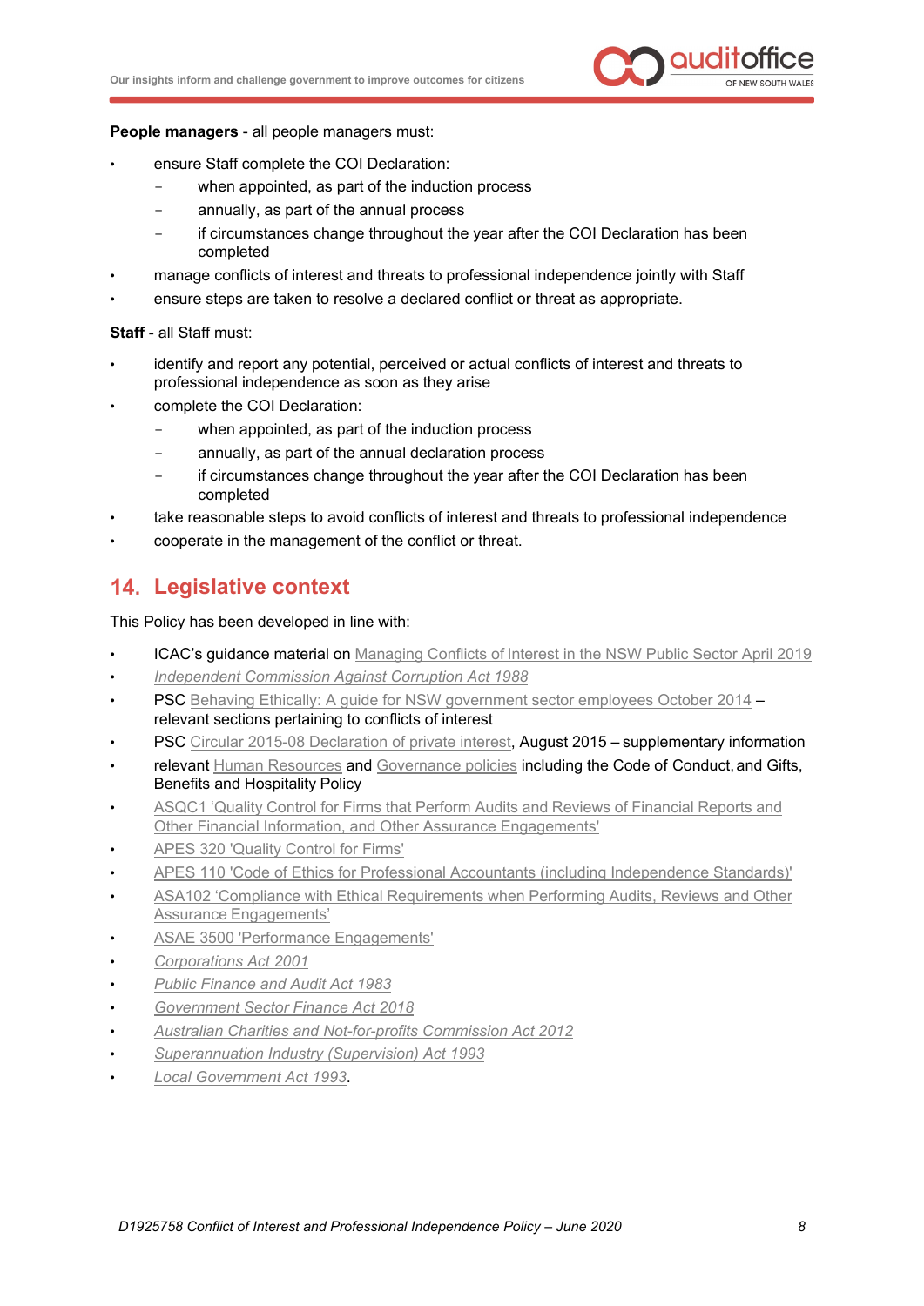**People managers** - all people managers must:

- ensure Staff complete the COI Declaration:
  - when appointed, as part of the induction process
  - annually, as part of the annual process
  - if circumstances change throughout the year after the COI Declaration has been completed
- manage conflicts of interest and threats to professional independence jointly with Staff
- ensure steps are taken to resolve a declared conflict or threat as appropriate.

**Staff** - all Staff must:

- identify and report any potential, perceived or actual conflicts of interest and threats to professional independence as soon as they arise
- complete the COI Declaration:
  - when appointed, as part of the induction process
  - annually, as part of the annual declaration process
  - if circumstances change throughout the year after the COI Declaration has been completed
- take reasonable steps to avoid conflicts of interest and threats to professional independence
- cooperate in the management of the conflict or threat.

## 14. Legislative context

This Policy has been developed in line with:

- ICAC's guidance material on Managing Conflicts of Interest in the NSW Public Sector April 2019
- *Independent Commission Against Corruption Act 1988*
- PSC Behaving Ethically: A guide for NSW government sector employees October 2014 – relevant sections pertaining to conflicts of interest
- PSC Circular 2015-08 Declaration of private interest, August 2015 – supplementary information
- relevant Human Resources and Governance policies including the Code of Conduct, and Gifts, Benefits and Hospitality Policy
- ASQC1 'Quality Control for Firms that Perform Audits and Reviews of Financial Reports and Other Financial Information, and Other Assurance Engagements'
- APES 320 'Quality Control for Firms'
- APES 110 'Code of Ethics for Professional Accountants (including Independence Standards)'
- ASA102 'Compliance with Ethical Requirements when Performing Audits, Reviews and Other Assurance Engagements'
- ASAE 3500 'Performance Engagements'
- *Corporations Act 2001*
- *Public Finance and Audit Act 1983*
- *Government Sector Finance Act 2018*
- *Australian Charities and Not-for-profits Commission Act 2012*
- *Superannuation Industry (Supervision) Act 1993*
- *Local Government Act 1993*.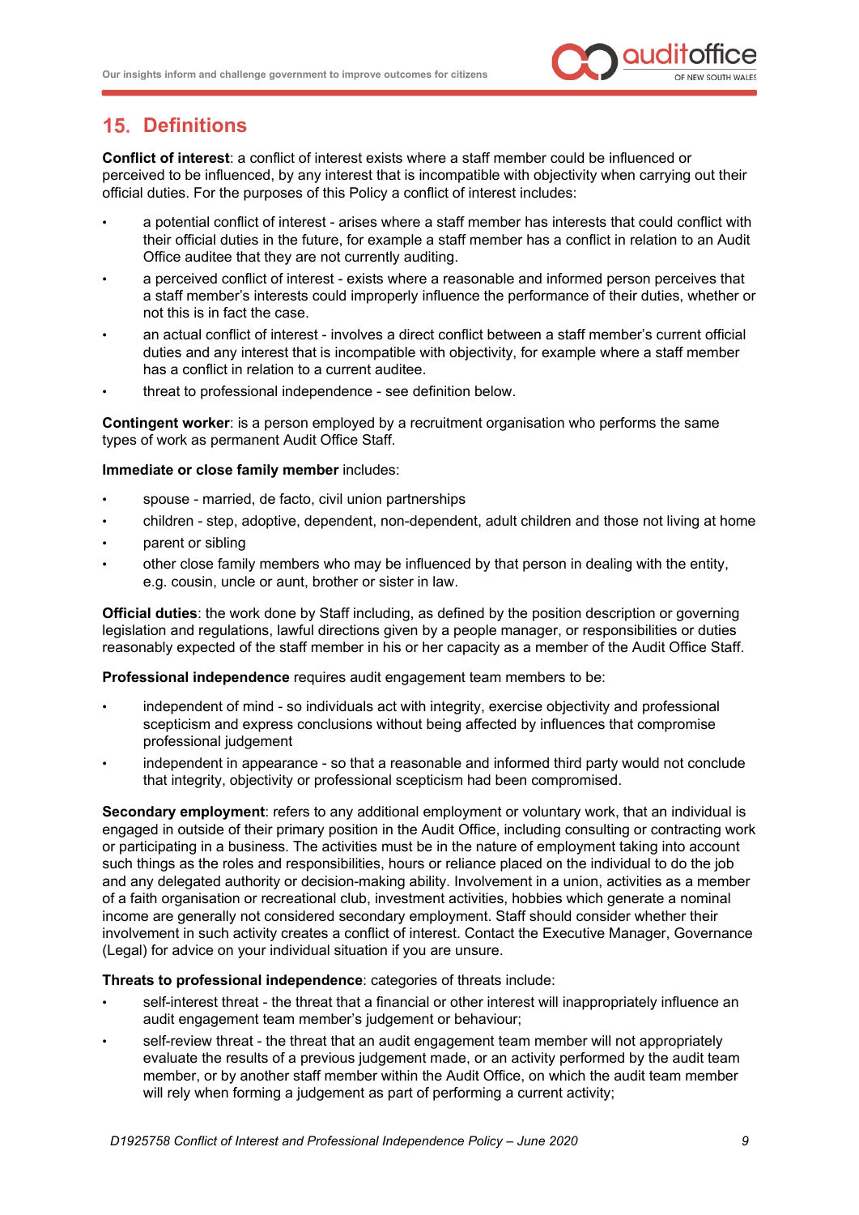## 15. Definitions

**Conflict of interest**: a conflict of interest exists where a staff member could be influenced or perceived to be influenced, by any interest that is incompatible with objectivity when carrying out their official duties. For the purposes of this Policy a conflict of interest includes:

- a potential conflict of interest - arises where a staff member has interests that could conflict with their official duties in the future, for example a staff member has a conflict in relation to an Audit Office auditee that they are not currently auditing.
- a perceived conflict of interest - exists where a reasonable and informed person perceives that a staff member's interests could improperly influence the performance of their duties, whether or not this is in fact the case.
- an actual conflict of interest - involves a direct conflict between a staff member's current official duties and any interest that is incompatible with objectivity, for example where a staff member has a conflict in relation to a current auditee.
- threat to professional independence - see definition below.

**Contingent worker**: is a person employed by a recruitment organisation who performs the same types of work as permanent Audit Office Staff.

**Immediate or close family member** includes:

- spouse - married, de facto, civil union partnerships
- children - step, adoptive, dependent, non-dependent, adult children and those not living at home
- parent or sibling
- other close family members who may be influenced by that person in dealing with the entity, e.g. cousin, uncle or aunt, brother or sister in law.

**Official duties**: the work done by Staff including, as defined by the position description or governing legislation and regulations, lawful directions given by a people manager, or responsibilities or duties reasonably expected of the staff member in his or her capacity as a member of the Audit Office Staff.

**Professional independence** requires audit engagement team members to be:

- independent of mind - so individuals act with integrity, exercise objectivity and professional scepticism and express conclusions without being affected by influences that compromise professional judgement
- independent in appearance - so that a reasonable and informed third party would not conclude that integrity, objectivity or professional scepticism had been compromised.

**Secondary employment**: refers to any additional employment or voluntary work, that an individual is engaged in outside of their primary position in the Audit Office, including consulting or contracting work or participating in a business. The activities must be in the nature of employment taking into account such things as the roles and responsibilities, hours or reliance placed on the individual to do the job and any delegated authority or decision-making ability. Involvement in a union, activities as a member of a faith organisation or recreational club, investment activities, hobbies which generate a nominal income are generally not considered secondary employment. Staff should consider whether their involvement in such activity creates a conflict of interest. Contact the Executive Manager, Governance (Legal) for advice on your individual situation if you are unsure.

**Threats to professional independence**: categories of threats include:

- self-interest threat - the threat that a financial or other interest will inappropriately influence an audit engagement team member's judgement or behaviour;
- self-review threat - the threat that an audit engagement team member will not appropriately evaluate the results of a previous judgement made, or an activity performed by the audit team member, or by another staff member within the Audit Office, on which the audit team member will rely when forming a judgement as part of performing a current activity;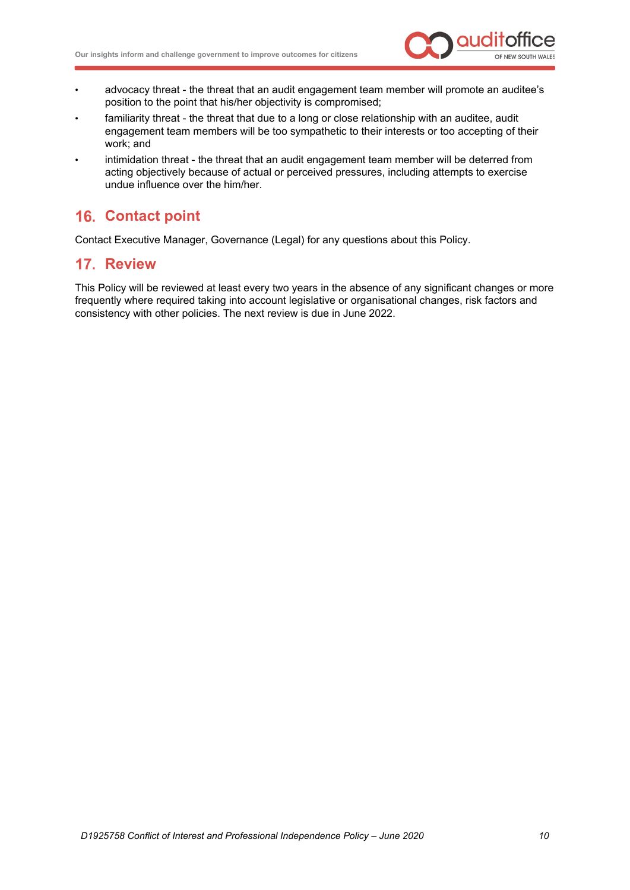- advocacy threat - the threat that an audit engagement team member will promote an auditee's position to the point that his/her objectivity is compromised;
- familiarity threat - the threat that due to a long or close relationship with an auditee, audit engagement team members will be too sympathetic to their interests or too accepting of their work; and
- intimidation threat - the threat that an audit engagement team member will be deterred from acting objectively because of actual or perceived pressures, including attempts to exercise undue influence over the him/her.

## 16. Contact point

Contact Executive Manager, Governance (Legal) for any questions about this Policy.

## 17. Review

This Policy will be reviewed at least every two years in the absence of any significant changes or more frequently where required taking into account legislative or organisational changes, risk factors and consistency with other policies. The next review is due in June 2022.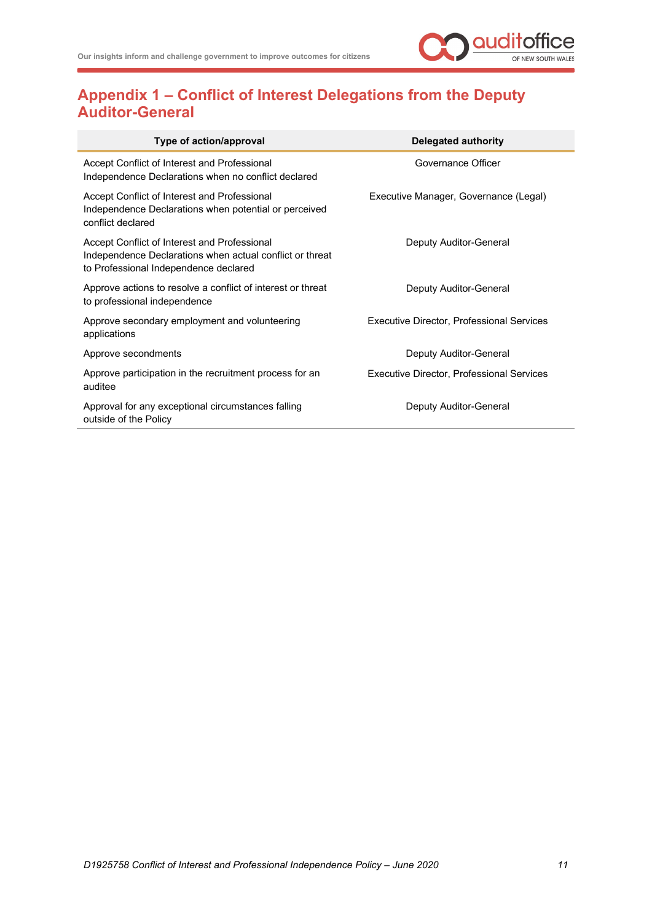## Appendix 1 – Conflict of Interest Delegations from the Deputy Auditor-General

| Type of action/approval | Delegated authority |
|---|---|
| Accept Conflict of Interest and Professional Independence Declarations when no conflict declared | Governance Officer |
| Accept Conflict of Interest and Professional Independence Declarations when potential or perceived conflict declared | Executive Manager, Governance (Legal) |
| Accept Conflict of Interest and Professional Independence Declarations when actual conflict or threat to Professional Independence declared | Deputy Auditor-General |
| Approve actions to resolve a conflict of interest or threat to professional independence | Deputy Auditor-General |
| Approve secondary employment and volunteering applications | Executive Director, Professional Services |
| Approve secondments | Deputy Auditor-General |
| Approve participation in the recruitment process for an auditee | Executive Director, Professional Services |
| Approval for any exceptional circumstances falling outside of the Policy | Deputy Auditor-General |